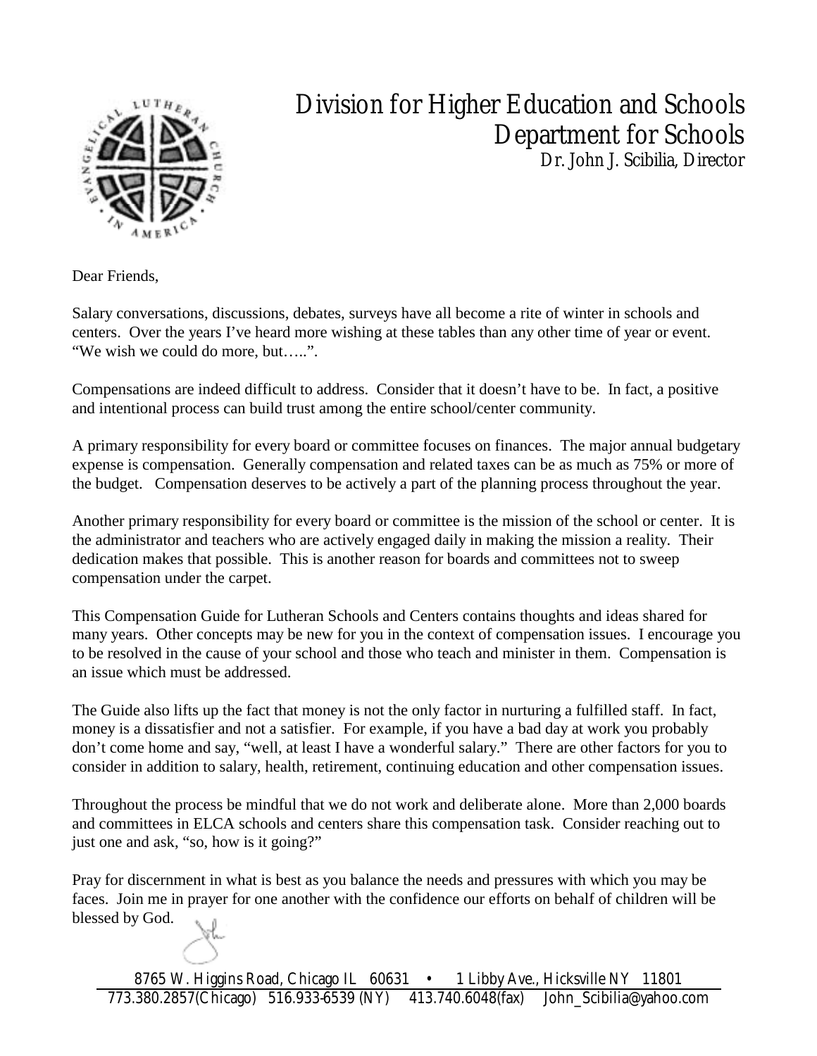# Division for Higher Education and Schools
## Department for Schools
*Dr. John J. Scibilia, Director*

Dear Friends,

Salary conversations, discussions, debates, surveys have all become a rite of winter in schools and centers. Over the years I've heard more wishing at these tables than any other time of year or event. "We wish we could do more, but…..".

Compensations are indeed difficult to address. Consider that it doesn't have to be. In fact, a positive and intentional process can build trust among the entire school/center community.

A primary responsibility for every board or committee focuses on finances. The major annual budgetary expense is compensation. Generally compensation and related taxes can be as much as 75% or more of the budget. Compensation deserves to be actively a part of the planning process throughout the year.

Another primary responsibility for every board or committee is the mission of the school or center. It is the administrator and teachers who are actively engaged daily in making the mission a reality. Their dedication makes that possible. This is another reason for boards and committees not to sweep compensation under the carpet.

This Compensation Guide for Lutheran Schools and Centers contains thoughts and ideas shared for many years. Other concepts may be new for you in the context of compensation issues. I encourage you to be resolved in the cause of your school and those who teach and minister in them. Compensation is an issue which must be addressed.

The Guide also lifts up the fact that money is not the only factor in nurturing a fulfilled staff. In fact, money is a dissatisfier and not a satisfier. For example, if you have a bad day at work you probably don't come home and say, "well, at least I have a wonderful salary." There are other factors for you to consider in addition to salary, health, retirement, continuing education and other compensation issues.

Throughout the process be mindful that we do not work and deliberate alone. More than 2,000 boards and committees in ELCA schools and centers share this compensation task. Consider reaching out to just one and ask, "so, how is it going?"

Pray for discernment in what is best as you balance the needs and pressures with which you may be faces. Join me in prayer for one another with the confidence our efforts on behalf of children will be blessed by God.

8765 W. Higgins Road, Chicago IL 60631 • 1 Libby Ave., Hicksville NY 11801
773.380.2857(Chicago) 516.933-6539 (NY) 413.740.6048(fax) John_Scibilia@yahoo.com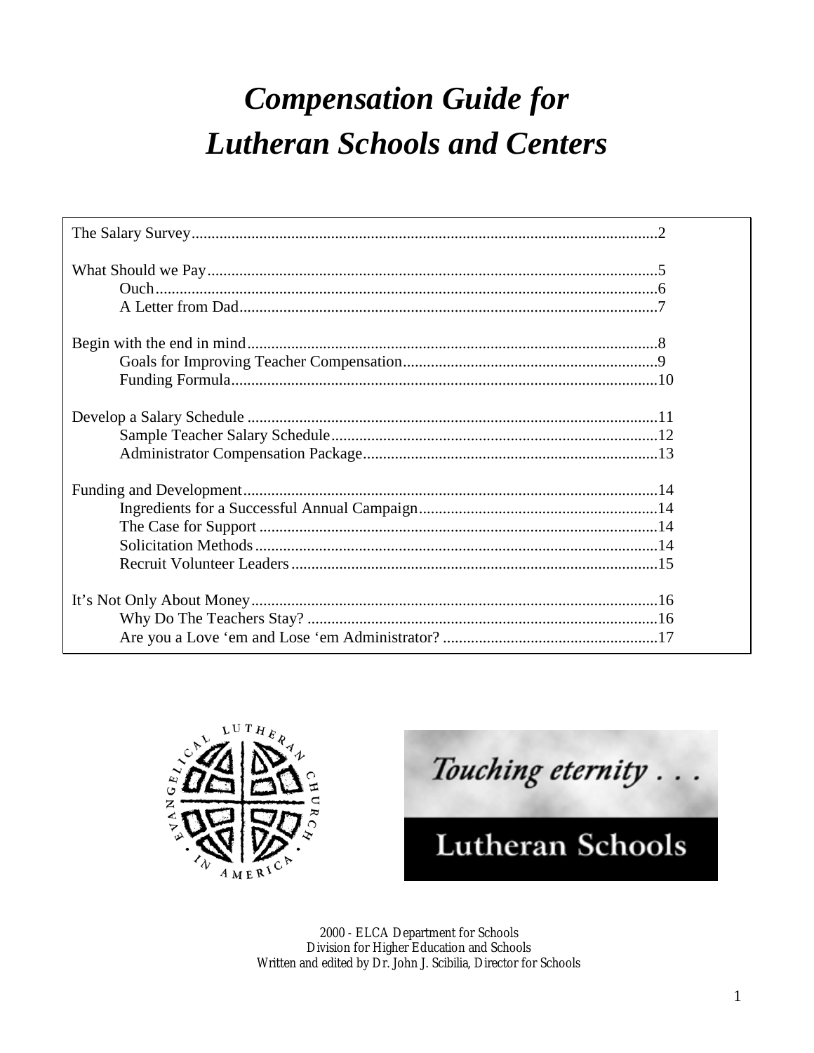# *Compensation Guide for Lutheran Schools and Centers*

| | |
|---|---|
| The Salary Survey | 2 |
| What Should we Pay | 5 |
| Ouch | 6 |
| A Letter from Dad | 7 |
| Begin with the end in mind | 8 |
| Goals for Improving Teacher Compensation | 9 |
| Funding Formula | 10 |
| Develop a Salary Schedule | 11 |
| Sample Teacher Salary Schedule | 12 |
| Administrator Compensation Package | 13 |
| Funding and Development | 14 |
| Ingredients for a Successful Annual Campaign | 14 |
| The Case for Support | 14 |
| Solicitation Methods | 14 |
| Recruit Volunteer Leaders | 15 |
| It's Not Only About Money | 16 |
| Why Do The Teachers Stay? | 16 |
| Are you a Love 'em and Lose 'em Administrator? | 17 |

EVANGELICAL LUTHERAN CHURCH IN AMERICA

Touching eternity . . .

Lutheran Schools

2000 - ELCA Department for Schools
Division for Higher Education and Schools
Written and edited by Dr. John J. Scibilia, Director for Schools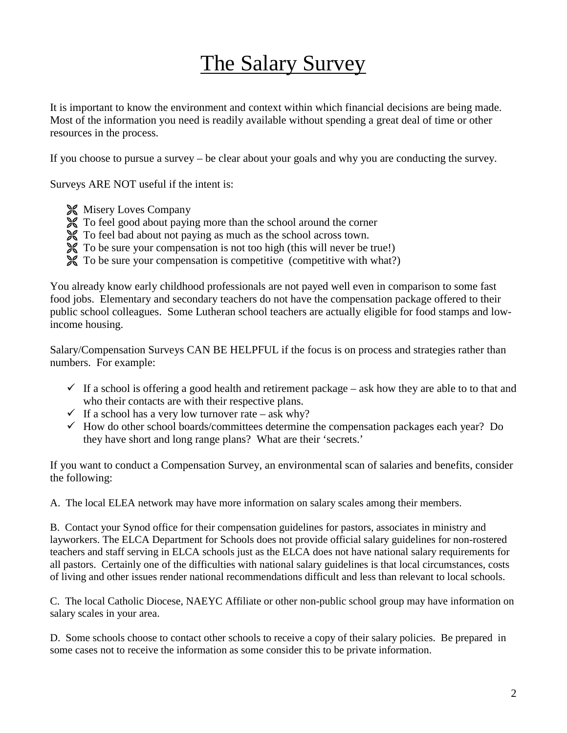# The Salary Survey

It is important to know the environment and context within which financial decisions are being made. Most of the information you need is readily available without spending a great deal of time or other resources in the process.

If you choose to pursue a survey – be clear about your goals and why you are conducting the survey.

Surveys ARE NOT useful if the intent is:

- Misery Loves Company
- To feel good about paying more than the school around the corner
- To feel bad about not paying as much as the school across town.
- To be sure your compensation is not too high (this will never be true!)
- To be sure your compensation is competitive (competitive with what?)

You already know early childhood professionals are not payed well even in comparison to some fast food jobs. Elementary and secondary teachers do not have the compensation package offered to their public school colleagues. Some Lutheran school teachers are actually eligible for food stamps and low-income housing.

Salary/Compensation Surveys CAN BE HELPFUL if the focus is on process and strategies rather than numbers. For example:

- ✓ If a school is offering a good health and retirement package – ask how they are able to to that and who their contacts are with their respective plans.
- ✓ If a school has a very low turnover rate – ask why?
- ✓ How do other school boards/committees determine the compensation packages each year? Do they have short and long range plans? What are their 'secrets.'

If you want to conduct a Compensation Survey, an environmental scan of salaries and benefits, consider the following:

A. The local ELEA network may have more information on salary scales among their members.

B. Contact your Synod office for their compensation guidelines for pastors, associates in ministry and layworkers. The ELCA Department for Schools does not provide official salary guidelines for non-rostered teachers and staff serving in ELCA schools just as the ELCA does not have national salary requirements for all pastors. Certainly one of the difficulties with national salary guidelines is that local circumstances, costs of living and other issues render national recommendations difficult and less than relevant to local schools.

C. The local Catholic Diocese, NAEYC Affiliate or other non-public school group may have information on salary scales in your area.

D. Some schools choose to contact other schools to receive a copy of their salary policies. Be prepared in some cases not to receive the information as some consider this to be private information.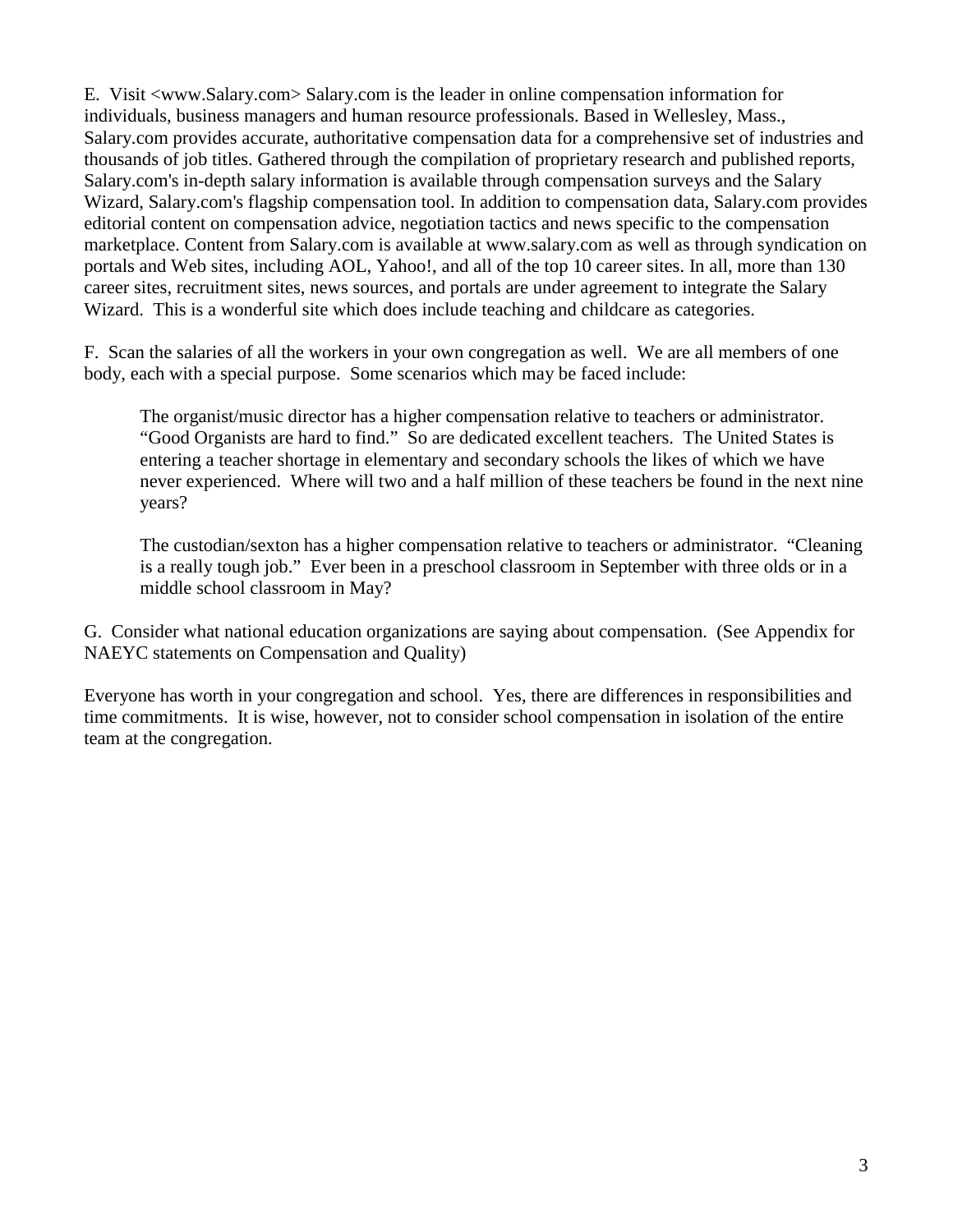E. Visit <www.Salary.com> Salary.com is the leader in online compensation information for individuals, business managers and human resource professionals. Based in Wellesley, Mass., Salary.com provides accurate, authoritative compensation data for a comprehensive set of industries and thousands of job titles. Gathered through the compilation of proprietary research and published reports, Salary.com's in-depth salary information is available through compensation surveys and the Salary Wizard, Salary.com's flagship compensation tool. In addition to compensation data, Salary.com provides editorial content on compensation advice, negotiation tactics and news specific to the compensation marketplace. Content from Salary.com is available at www.salary.com as well as through syndication on portals and Web sites, including AOL, Yahoo!, and all of the top 10 career sites. In all, more than 130 career sites, recruitment sites, news sources, and portals are under agreement to integrate the Salary Wizard. This is a wonderful site which does include teaching and childcare as categories.

F. Scan the salaries of all the workers in your own congregation as well. We are all members of one body, each with a special purpose. Some scenarios which may be faced include:

> The organist/music director has a higher compensation relative to teachers or administrator. "Good Organists are hard to find." So are dedicated excellent teachers. The United States is entering a teacher shortage in elementary and secondary schools the likes of which we have never experienced. Where will two and a half million of these teachers be found in the next nine years?
>
> The custodian/sexton has a higher compensation relative to teachers or administrator. "Cleaning is a really tough job." Ever been in a preschool classroom in September with three olds or in a middle school classroom in May?

G. Consider what national education organizations are saying about compensation. (See Appendix for NAEYC statements on Compensation and Quality)

Everyone has worth in your congregation and school. Yes, there are differences in responsibilities and time commitments. It is wise, however, not to consider school compensation in isolation of the entire team at the congregation.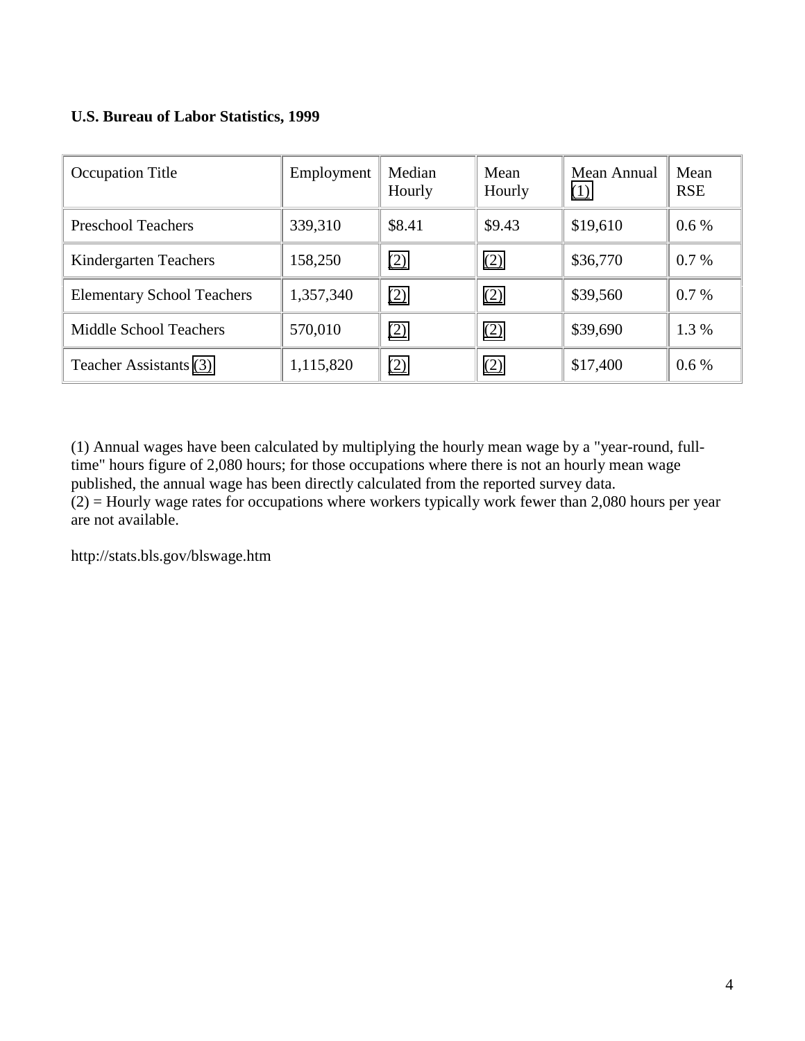**U.S. Bureau of Labor Statistics, 1999**

| Occupation Title | Employment | Median Hourly | Mean Hourly | Mean Annual (1) | Mean RSE |
|---|---|---|---|---|---|
| Preschool Teachers | 339,310 | $8.41 | $9.43 | $19,610 | 0.6 % |
| Kindergarten Teachers | 158,250 | (2) | (2) | $36,770 | 0.7 % |
| Elementary School Teachers | 1,357,340 | (2) | (2) | $39,560 | 0.7 % |
| Middle School Teachers | 570,010 | (2) | (2) | $39,690 | 1.3 % |
| Teacher Assistants (3) | 1,115,820 | (2) | (2) | $17,400 | 0.6 % |

(1) Annual wages have been calculated by multiplying the hourly mean wage by a "year-round, full-time" hours figure of 2,080 hours; for those occupations where there is not an hourly mean wage published, the annual wage has been directly calculated from the reported survey data.
(2) = Hourly wage rates for occupations where workers typically work fewer than 2,080 hours per year are not available.

http://stats.bls.gov/blswage.htm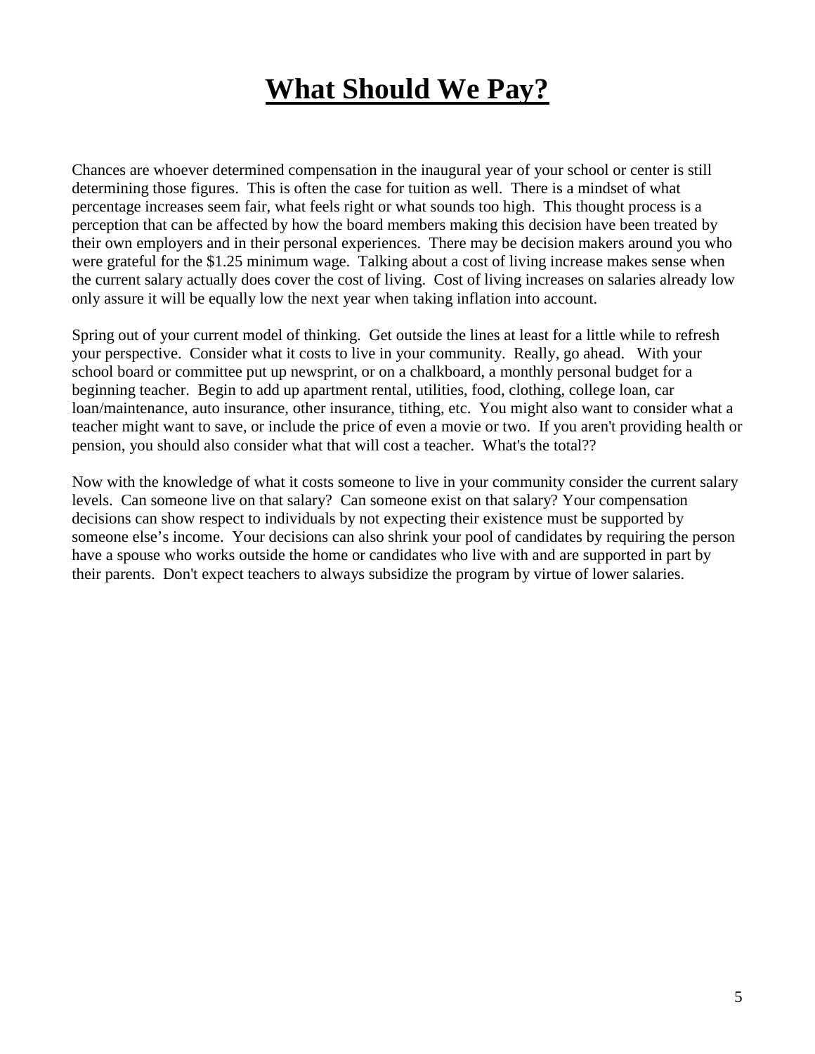# What Should We Pay?

Chances are whoever determined compensation in the inaugural year of your school or center is still determining those figures. This is often the case for tuition as well. There is a mindset of what percentage increases seem fair, what feels right or what sounds too high. This thought process is a perception that can be affected by how the board members making this decision have been treated by their own employers and in their personal experiences. There may be decision makers around you who were grateful for the $1.25 minimum wage. Talking about a cost of living increase makes sense when the current salary actually does cover the cost of living. Cost of living increases on salaries already low only assure it will be equally low the next year when taking inflation into account.

Spring out of your current model of thinking. Get outside the lines at least for a little while to refresh your perspective. Consider what it costs to live in your community. Really, go ahead. With your school board or committee put up newsprint, or on a chalkboard, a monthly personal budget for a beginning teacher. Begin to add up apartment rental, utilities, food, clothing, college loan, car loan/maintenance, auto insurance, other insurance, tithing, etc. You might also want to consider what a teacher might want to save, or include the price of even a movie or two. If you aren't providing health or pension, you should also consider what that will cost a teacher. What's the total??

Now with the knowledge of what it costs someone to live in your community consider the current salary levels. Can someone live on that salary? Can someone exist on that salary? Your compensation decisions can show respect to individuals by not expecting their existence must be supported by someone else's income. Your decisions can also shrink your pool of candidates by requiring the person have a spouse who works outside the home or candidates who live with and are supported in part by their parents. Don't expect teachers to always subsidize the program by virtue of lower salaries.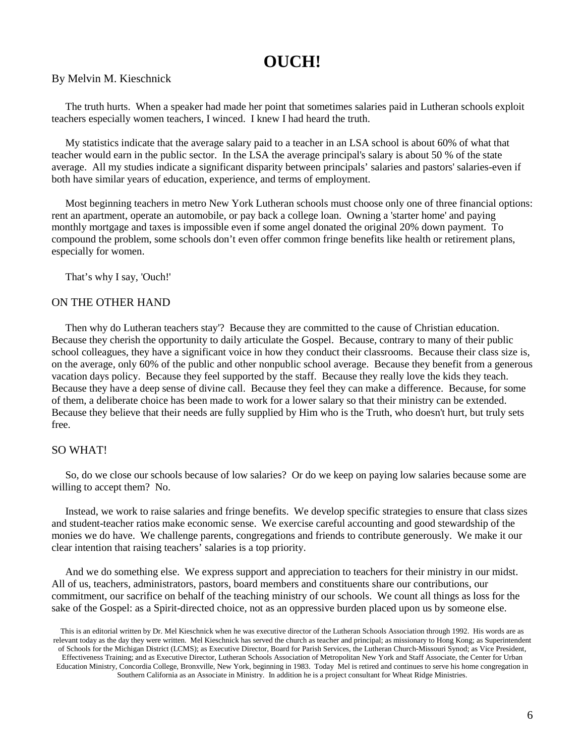# OUCH!

By Melvin M. Kieschnick

The truth hurts. When a speaker had made her point that sometimes salaries paid in Lutheran schools exploit teachers especially women teachers, I winced. I knew I had heard the truth.

My statistics indicate that the average salary paid to a teacher in an LSA school is about 60% of what that teacher would earn in the public sector. In the LSA the average principal's salary is about 50 % of the state average. All my studies indicate a significant disparity between principals' salaries and pastors' salaries-even if both have similar years of education, experience, and terms of employment.

Most beginning teachers in metro New York Lutheran schools must choose only one of three financial options: rent an apartment, operate an automobile, or pay back a college loan. Owning a 'starter home' and paying monthly mortgage and taxes is impossible even if some angel donated the original 20% down payment. To compound the problem, some schools don't even offer common fringe benefits like health or retirement plans, especially for women.

That's why I say, 'Ouch!'

## ON THE OTHER HAND

Then why do Lutheran teachers stay'? Because they are committed to the cause of Christian education. Because they cherish the opportunity to daily articulate the Gospel. Because, contrary to many of their public school colleagues, they have a significant voice in how they conduct their classrooms. Because their class size is, on the average, only 60% of the public and other nonpublic school average. Because they benefit from a generous vacation days policy. Because they feel supported by the staff. Because they really love the kids they teach. Because they have a deep sense of divine call. Because they feel they can make a difference. Because, for some of them, a deliberate choice has been made to work for a lower salary so that their ministry can be extended. Because they believe that their needs are fully supplied by Him who is the Truth, who doesn't hurt, but truly sets free.

## SO WHAT!

So, do we close our schools because of low salaries? Or do we keep on paying low salaries because some are willing to accept them? No.

Instead, we work to raise salaries and fringe benefits. We develop specific strategies to ensure that class sizes and student-teacher ratios make economic sense. We exercise careful accounting and good stewardship of the monies we do have. We challenge parents, congregations and friends to contribute generously. We make it our clear intention that raising teachers' salaries is a top priority.

And we do something else. We express support and appreciation to teachers for their ministry in our midst. All of us, teachers, administrators, pastors, board members and constituents share our contributions, our commitment, our sacrifice on behalf of the teaching ministry of our schools. We count all things as loss for the sake of the Gospel: as a Spirit-directed choice, not as an oppressive burden placed upon us by someone else.

This is an editorial written by Dr. Mel Kieschnick when he was executive director of the Lutheran Schools Association through 1992. His words are as relevant today as the day they were written. Mel Kieschnick has served the church as teacher and principal; as missionary to Hong Kong; as Superintendent of Schools for the Michigan District (LCMS); as Executive Director, Board for Parish Services, the Lutheran Church-Missouri Synod; as Vice President, Effectiveness Training; and as Executive Director, Lutheran Schools Association of Metropolitan New York and Staff Associate, the Center for Urban Education Ministry, Concordia College, Bronxville, New York, beginning in 1983. Today Mel is retired and continues to serve his home congregation in Southern California as an Associate in Ministry. In addition he is a project consultant for Wheat Ridge Ministries.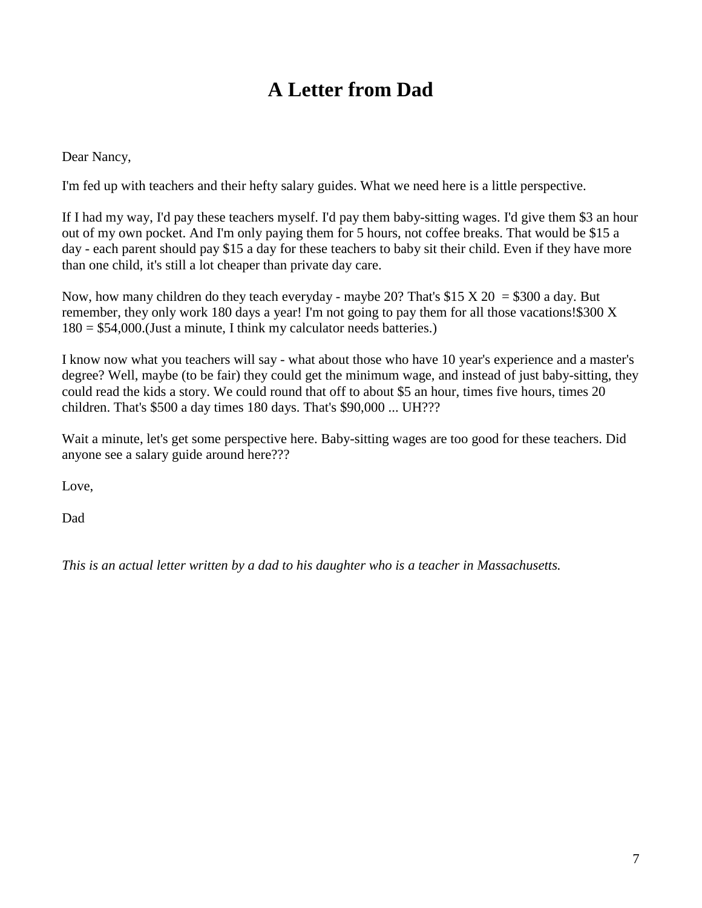# A Letter from Dad

Dear Nancy,

I'm fed up with teachers and their hefty salary guides. What we need here is a little perspective.

If I had my way, I'd pay these teachers myself. I'd pay them baby-sitting wages. I'd give them $3 an hour out of my own pocket. And I'm only paying them for 5 hours, not coffee breaks. That would be $15 a day - each parent should pay $15 a day for these teachers to baby sit their child. Even if they have more than one child, it's still a lot cheaper than private day care.

Now, how many children do they teach everyday - maybe 20? That's $15 X 20 = $300 a day. But remember, they only work 180 days a year! I'm not going to pay them for all those vacations!$300 X 180 = $54,000.(Just a minute, I think my calculator needs batteries.)

I know now what you teachers will say - what about those who have 10 year's experience and a master's degree? Well, maybe (to be fair) they could get the minimum wage, and instead of just baby-sitting, they could read the kids a story. We could round that off to about $5 an hour, times five hours, times 20 children. That's $500 a day times 180 days. That's $90,000 ... UH???

Wait a minute, let's get some perspective here. Baby-sitting wages are too good for these teachers. Did anyone see a salary guide around here???

Love,

Dad

*This is an actual letter written by a dad to his daughter who is a teacher in Massachusetts.*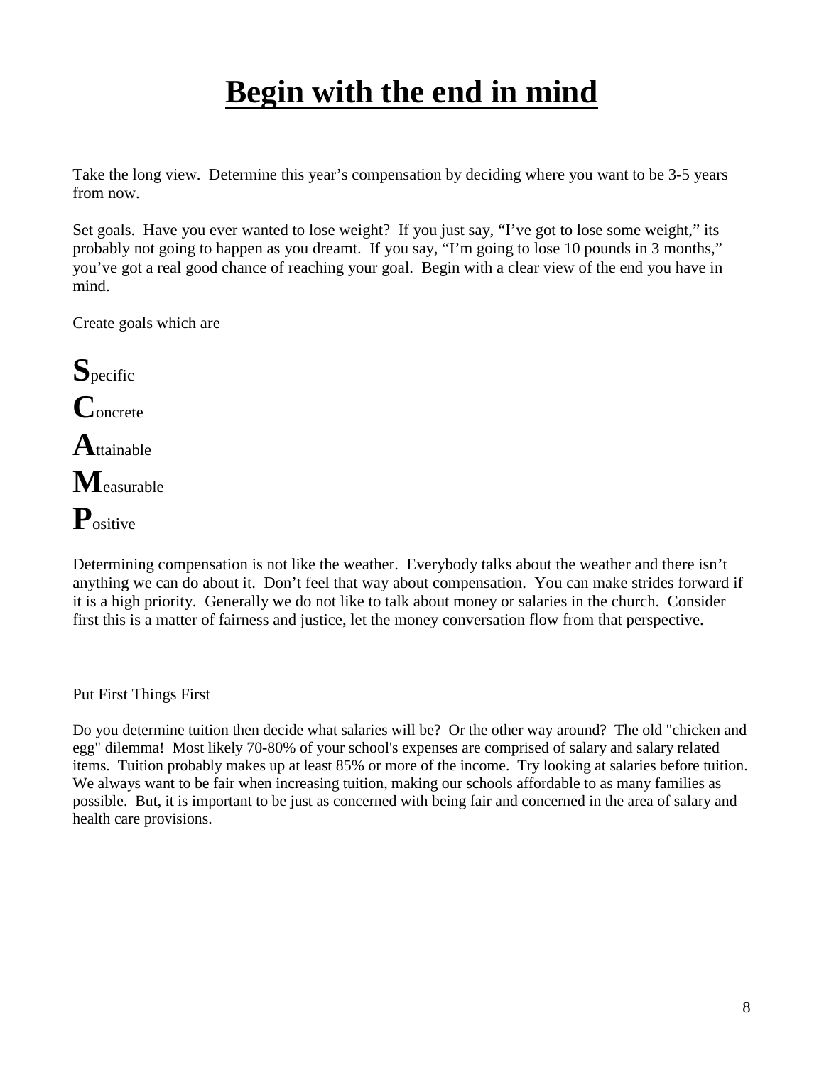# Begin with the end in mind

Take the long view. Determine this year's compensation by deciding where you want to be 3-5 years from now.

Set goals. Have you ever wanted to lose weight? If you just say, "I've got to lose some weight," its probably not going to happen as you dreamt. If you say, "I'm going to lose 10 pounds in 3 months," you've got a real good chance of reaching your goal. Begin with a clear view of the end you have in mind.

Create goals which are

**S**pecific

**C**oncrete

**A**ttainable

**M**easurable

**P**ositive

Determining compensation is not like the weather. Everybody talks about the weather and there isn't anything we can do about it. Don't feel that way about compensation. You can make strides forward if it is a high priority. Generally we do not like to talk about money or salaries in the church. Consider first this is a matter of fairness and justice, let the money conversation flow from that perspective.

Put First Things First

Do you determine tuition then decide what salaries will be? Or the other way around? The old "chicken and egg" dilemma! Most likely 70-80% of your school's expenses are comprised of salary and salary related items. Tuition probably makes up at least 85% or more of the income. Try looking at salaries before tuition. We always want to be fair when increasing tuition, making our schools affordable to as many families as possible. But, it is important to be just as concerned with being fair and concerned in the area of salary and health care provisions.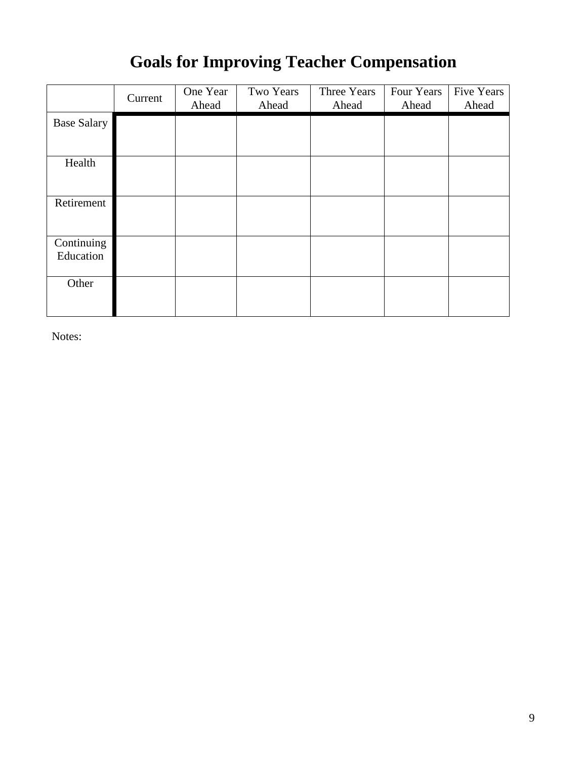# Goals for Improving Teacher Compensation

| | Current | One Year Ahead | Two Years Ahead | Three Years Ahead | Four Years Ahead | Five Years Ahead |
|---|---|---|---|---|---|---|
| Base Salary | | | | | | |
| Health | | | | | | |
| Retirement | | | | | | |
| Continuing Education | | | | | | |
| Other | | | | | | |

Notes: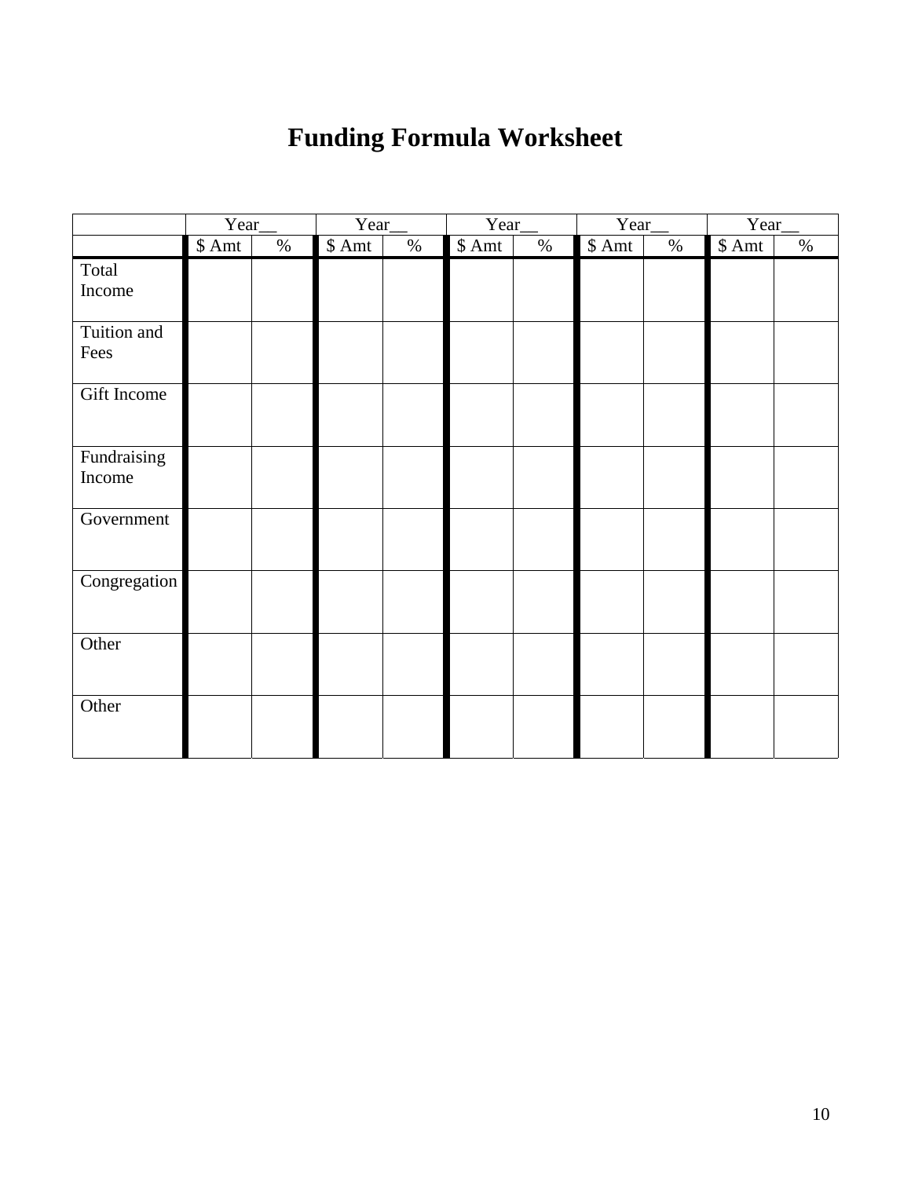# Funding Formula Worksheet

| | Year__ | | Year__ | | Year__ | | Year__ | | Year__ | |
|---|---|---|---|---|---|---|---|---|---|---|
| | $ Amt | % | $ Amt | % | $ Amt | % | $ Amt | % | $ Amt | % |
| Total Income | | | | | | | | | | |
| Tuition and Fees | | | | | | | | | | |
| Gift Income | | | | | | | | | | |
| Fundraising Income | | | | | | | | | | |
| Government | | | | | | | | | | |
| Congregation | | | | | | | | | | |
| Other | | | | | | | | | | |
| Other | | | | | | | | | | |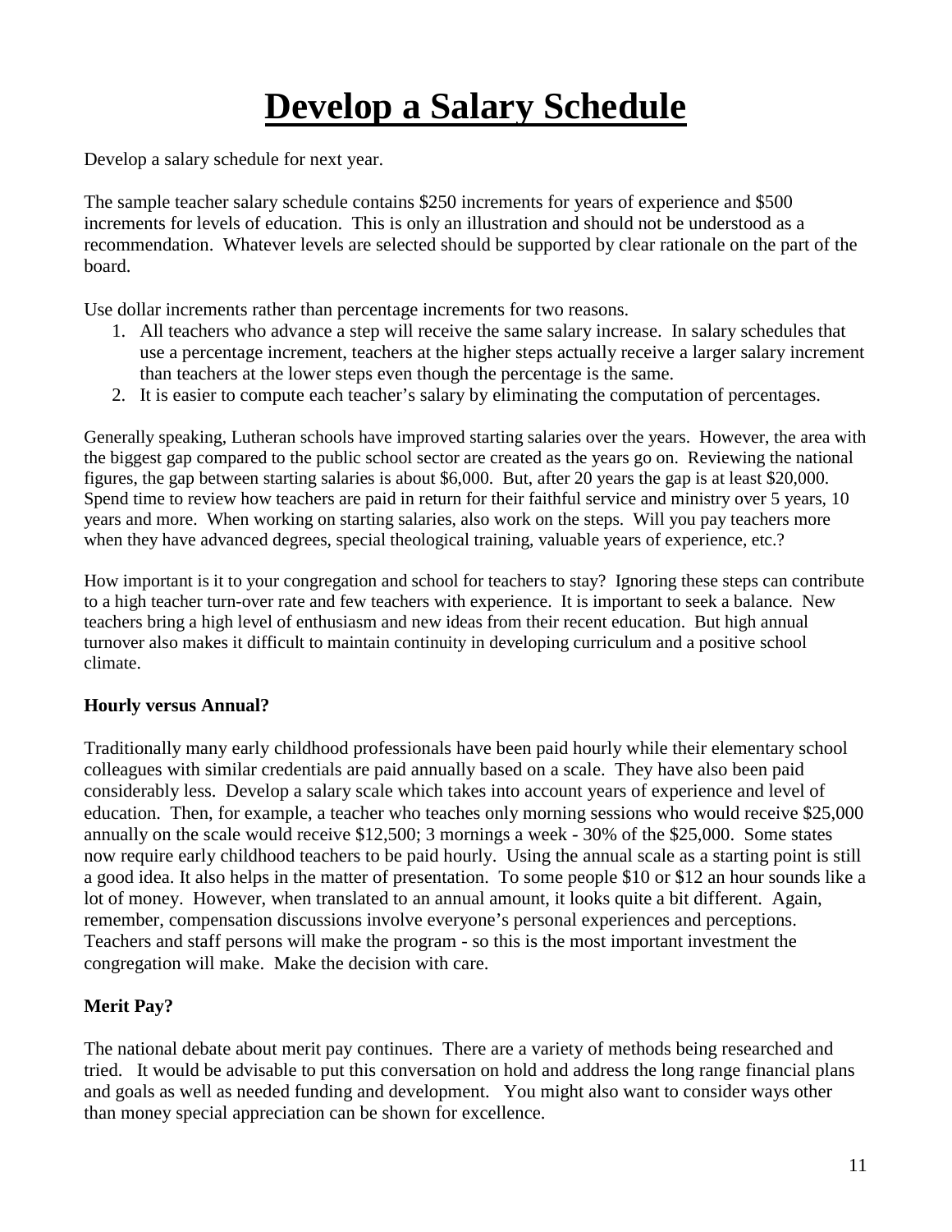# Develop a Salary Schedule

Develop a salary schedule for next year.

The sample teacher salary schedule contains $250 increments for years of experience and $500 increments for levels of education. This is only an illustration and should not be understood as a recommendation. Whatever levels are selected should be supported by clear rationale on the part of the board.

Use dollar increments rather than percentage increments for two reasons.

1. All teachers who advance a step will receive the same salary increase. In salary schedules that use a percentage increment, teachers at the higher steps actually receive a larger salary increment than teachers at the lower steps even though the percentage is the same.
2. It is easier to compute each teacher's salary by eliminating the computation of percentages.

Generally speaking, Lutheran schools have improved starting salaries over the years. However, the area with the biggest gap compared to the public school sector are created as the years go on. Reviewing the national figures, the gap between starting salaries is about $6,000. But, after 20 years the gap is at least $20,000. Spend time to review how teachers are paid in return for their faithful service and ministry over 5 years, 10 years and more. When working on starting salaries, also work on the steps. Will you pay teachers more when they have advanced degrees, special theological training, valuable years of experience, etc.?

How important is it to your congregation and school for teachers to stay? Ignoring these steps can contribute to a high teacher turn-over rate and few teachers with experience. It is important to seek a balance. New teachers bring a high level of enthusiasm and new ideas from their recent education. But high annual turnover also makes it difficult to maintain continuity in developing curriculum and a positive school climate.

**Hourly versus Annual?**

Traditionally many early childhood professionals have been paid hourly while their elementary school colleagues with similar credentials are paid annually based on a scale. They have also been paid considerably less. Develop a salary scale which takes into account years of experience and level of education. Then, for example, a teacher who teaches only morning sessions who would receive $25,000 annually on the scale would receive $12,500; 3 mornings a week - 30% of the $25,000. Some states now require early childhood teachers to be paid hourly. Using the annual scale as a starting point is still a good idea. It also helps in the matter of presentation. To some people $10 or $12 an hour sounds like a lot of money. However, when translated to an annual amount, it looks quite a bit different. Again, remember, compensation discussions involve everyone's personal experiences and perceptions. Teachers and staff persons will make the program - so this is the most important investment the congregation will make. Make the decision with care.

**Merit Pay?**

The national debate about merit pay continues. There are a variety of methods being researched and tried. It would be advisable to put this conversation on hold and address the long range financial plans and goals as well as needed funding and development. You might also want to consider ways other than money special appreciation can be shown for excellence.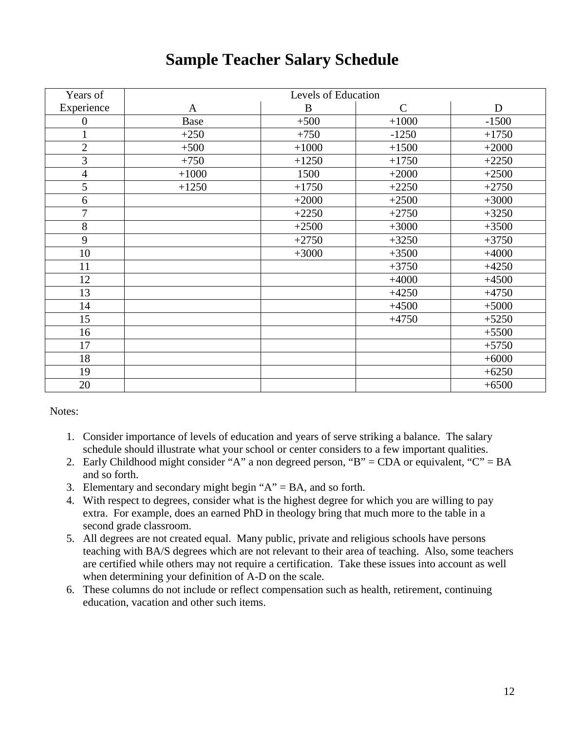# Sample Teacher Salary Schedule

| Years of Experience | Levels of Education | | | |
|---|---|---|---|---|
| | A | B | C | D |
| 0 | Base | +500 | +1000 | -1500 |
| 1 | +250 | +750 | -1250 | +1750 |
| 2 | +500 | +1000 | +1500 | +2000 |
| 3 | +750 | +1250 | +1750 | +2250 |
| 4 | +1000 | 1500 | +2000 | +2500 |
| 5 | +1250 | +1750 | +2250 | +2750 |
| 6 | | +2000 | +2500 | +3000 |
| 7 | | +2250 | +2750 | +3250 |
| 8 | | +2500 | +3000 | +3500 |
| 9 | | +2750 | +3250 | +3750 |
| 10 | | +3000 | +3500 | +4000 |
| 11 | | | +3750 | +4250 |
| 12 | | | +4000 | +4500 |
| 13 | | | +4250 | +4750 |
| 14 | | | +4500 | +5000 |
| 15 | | | +4750 | +5250 |
| 16 | | | | +5500 |
| 17 | | | | +5750 |
| 18 | | | | +6000 |
| 19 | | | | +6250 |
| 20 | | | | +6500 |

Notes:

1. Consider importance of levels of education and years of serve striking a balance. The salary schedule should illustrate what your school or center considers to a few important qualities.
2. Early Childhood might consider "A" a non degreed person, "B" = CDA or equivalent, "C" = BA and so forth.
3. Elementary and secondary might begin "A" = BA, and so forth.
4. With respect to degrees, consider what is the highest degree for which you are willing to pay extra. For example, does an earned PhD in theology bring that much more to the table in a second grade classroom.
5. All degrees are not created equal. Many public, private and religious schools have persons teaching with BA/S degrees which are not relevant to their area of teaching. Also, some teachers are certified while others may not require a certification. Take these issues into account as well when determining your definition of A-D on the scale.
6. These columns do not include or reflect compensation such as health, retirement, continuing education, vacation and other such items.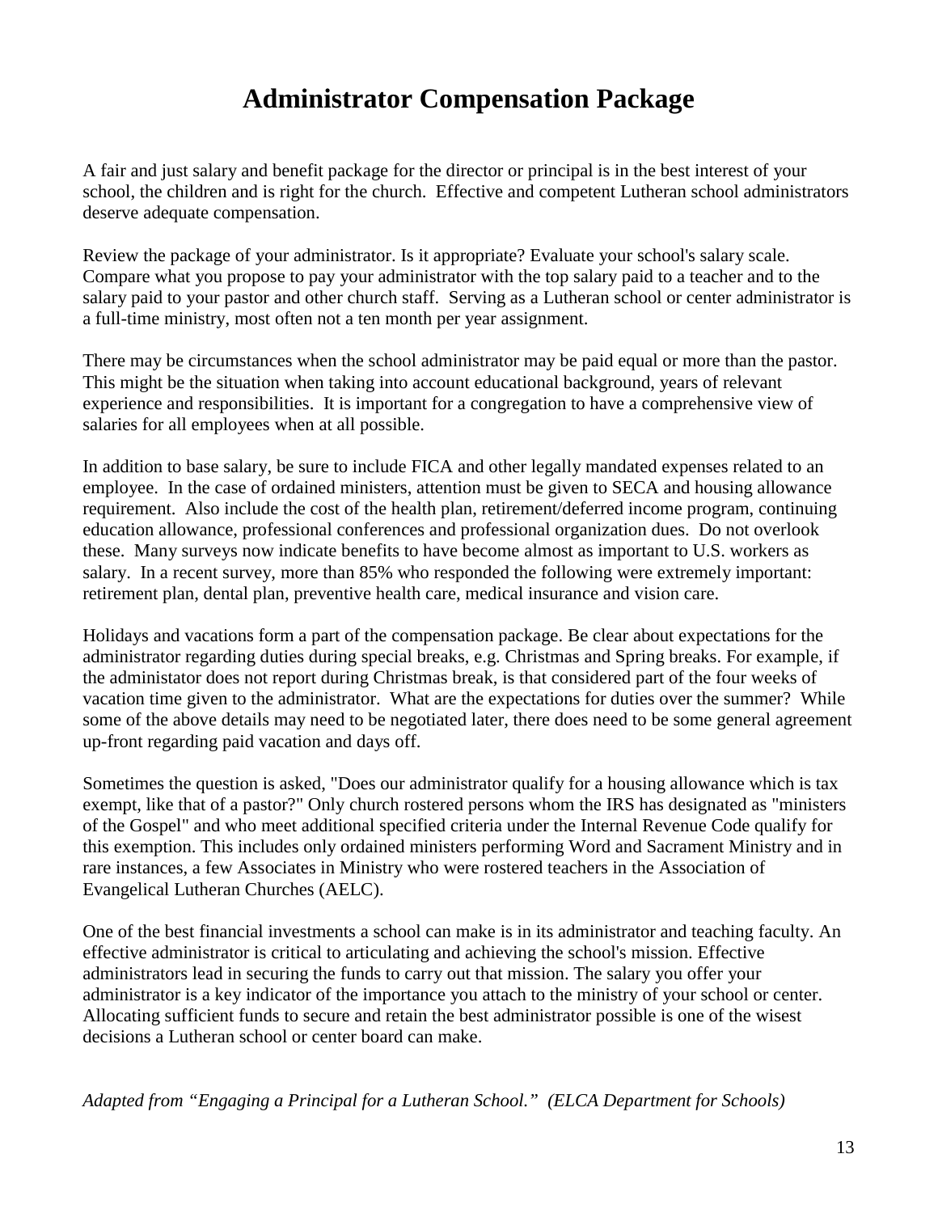# Administrator Compensation Package

A fair and just salary and benefit package for the director or principal is in the best interest of your school, the children and is right for the church. Effective and competent Lutheran school administrators deserve adequate compensation.

Review the package of your administrator. Is it appropriate? Evaluate your school's salary scale. Compare what you propose to pay your administrator with the top salary paid to a teacher and to the salary paid to your pastor and other church staff. Serving as a Lutheran school or center administrator is a full-time ministry, most often not a ten month per year assignment.

There may be circumstances when the school administrator may be paid equal or more than the pastor. This might be the situation when taking into account educational background, years of relevant experience and responsibilities. It is important for a congregation to have a comprehensive view of salaries for all employees when at all possible.

In addition to base salary, be sure to include FICA and other legally mandated expenses related to an employee. In the case of ordained ministers, attention must be given to SECA and housing allowance requirement. Also include the cost of the health plan, retirement/deferred income program, continuing education allowance, professional conferences and professional organization dues. Do not overlook these. Many surveys now indicate benefits to have become almost as important to U.S. workers as salary. In a recent survey, more than 85% who responded the following were extremely important: retirement plan, dental plan, preventive health care, medical insurance and vision care.

Holidays and vacations form a part of the compensation package. Be clear about expectations for the administrator regarding duties during special breaks, e.g. Christmas and Spring breaks. For example, if the administator does not report during Christmas break, is that considered part of the four weeks of vacation time given to the administrator. What are the expectations for duties over the summer? While some of the above details may need to be negotiated later, there does need to be some general agreement up-front regarding paid vacation and days off.

Sometimes the question is asked, "Does our administrator qualify for a housing allowance which is tax exempt, like that of a pastor?" Only church rostered persons whom the IRS has designated as "ministers of the Gospel" and who meet additional specified criteria under the Internal Revenue Code qualify for this exemption. This includes only ordained ministers performing Word and Sacrament Ministry and in rare instances, a few Associates in Ministry who were rostered teachers in the Association of Evangelical Lutheran Churches (AELC).

One of the best financial investments a school can make is in its administrator and teaching faculty. An effective administrator is critical to articulating and achieving the school's mission. Effective administrators lead in securing the funds to carry out that mission. The salary you offer your administrator is a key indicator of the importance you attach to the ministry of your school or center. Allocating sufficient funds to secure and retain the best administrator possible is one of the wisest decisions a Lutheran school or center board can make.

*Adapted from "Engaging a Principal for a Lutheran School." (ELCA Department for Schools)*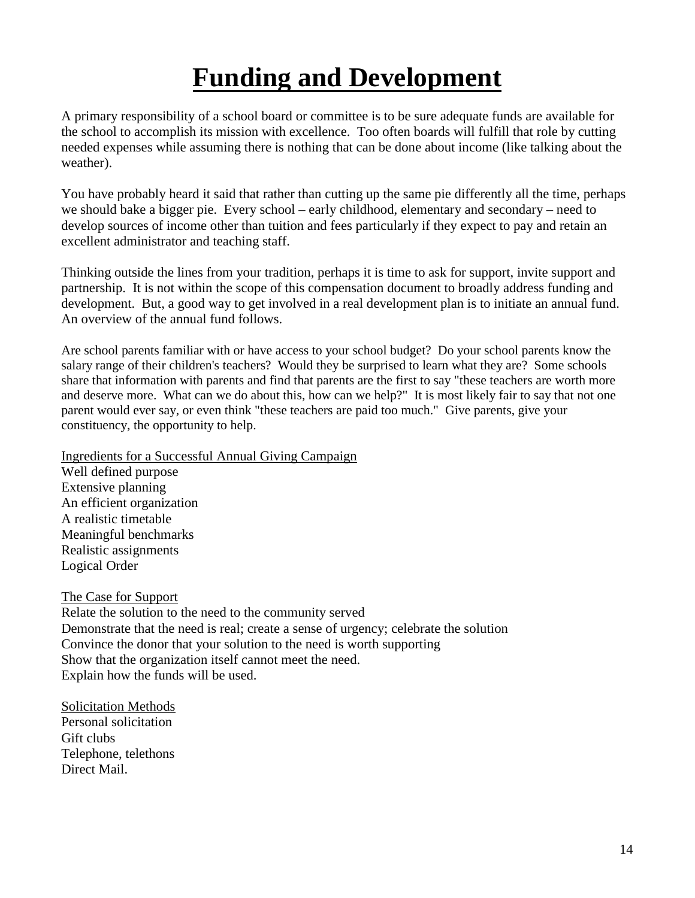# Funding and Development

A primary responsibility of a school board or committee is to be sure adequate funds are available for the school to accomplish its mission with excellence. Too often boards will fulfill that role by cutting needed expenses while assuming there is nothing that can be done about income (like talking about the weather).

You have probably heard it said that rather than cutting up the same pie differently all the time, perhaps we should bake a bigger pie. Every school – early childhood, elementary and secondary – need to develop sources of income other than tuition and fees particularly if they expect to pay and retain an excellent administrator and teaching staff.

Thinking outside the lines from your tradition, perhaps it is time to ask for support, invite support and partnership. It is not within the scope of this compensation document to broadly address funding and development. But, a good way to get involved in a real development plan is to initiate an annual fund. An overview of the annual fund follows.

Are school parents familiar with or have access to your school budget? Do your school parents know the salary range of their children's teachers? Would they be surprised to learn what they are? Some schools share that information with parents and find that parents are the first to say "these teachers are worth more and deserve more. What can we do about this, how can we help?" It is most likely fair to say that not one parent would ever say, or even think "these teachers are paid too much." Give parents, give your constituency, the opportunity to help.

<u>Ingredients for a Successful Annual Giving Campaign</u>
Well defined purpose
Extensive planning
An efficient organization
A realistic timetable
Meaningful benchmarks
Realistic assignments
Logical Order

<u>The Case for Support</u>
Relate the solution to the need to the community served
Demonstrate that the need is real; create a sense of urgency; celebrate the solution
Convince the donor that your solution to the need is worth supporting
Show that the organization itself cannot meet the need.
Explain how the funds will be used.

<u>Solicitation Methods</u>
Personal solicitation
Gift clubs
Telephone, telethons
Direct Mail.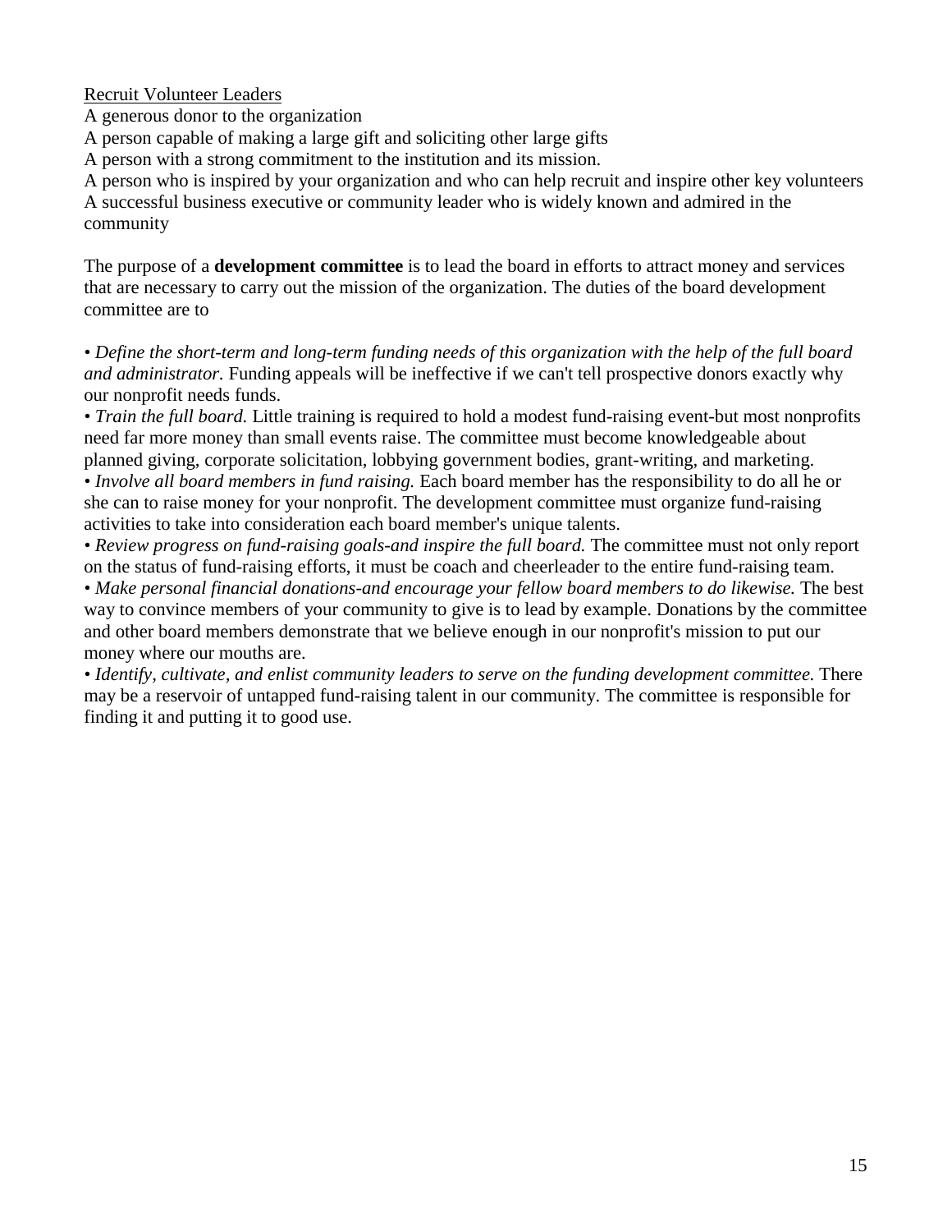Recruit Volunteer Leaders

A generous donor to the organization
A person capable of making a large gift and soliciting other large gifts
A person with a strong commitment to the institution and its mission.
A person who is inspired by your organization and who can help recruit and inspire other key volunteers
A successful business executive or community leader who is widely known and admired in the community

The purpose of a **development committee** is to lead the board in efforts to attract money and services that are necessary to carry out the mission of the organization. The duties of the board development committee are to

• *Define the short-term and long-term funding needs of this organization with the help of the full board and administrator.* Funding appeals will be ineffective if we can't tell prospective donors exactly why our nonprofit needs funds.
• *Train the full board.* Little training is required to hold a modest fund-raising event-but most nonprofits need far more money than small events raise. The committee must become knowledgeable about planned giving, corporate solicitation, lobbying government bodies, grant-writing, and marketing.
• *Involve all board members in fund raising.* Each board member has the responsibility to do all he or she can to raise money for your nonprofit. The development committee must organize fund-raising activities to take into consideration each board member's unique talents.
• *Review progress on fund-raising goals-and inspire the full board.* The committee must not only report on the status of fund-raising efforts, it must be coach and cheerleader to the entire fund-raising team.
• *Make personal financial donations-and encourage your fellow board members to do likewise.* The best way to convince members of your community to give is to lead by example. Donations by the committee and other board members demonstrate that we believe enough in our nonprofit's mission to put our money where our mouths are.
• *Identify, cultivate, and enlist community leaders to serve on the funding development committee.* There may be a reservoir of untapped fund-raising talent in our community. The committee is responsible for finding it and putting it to good use.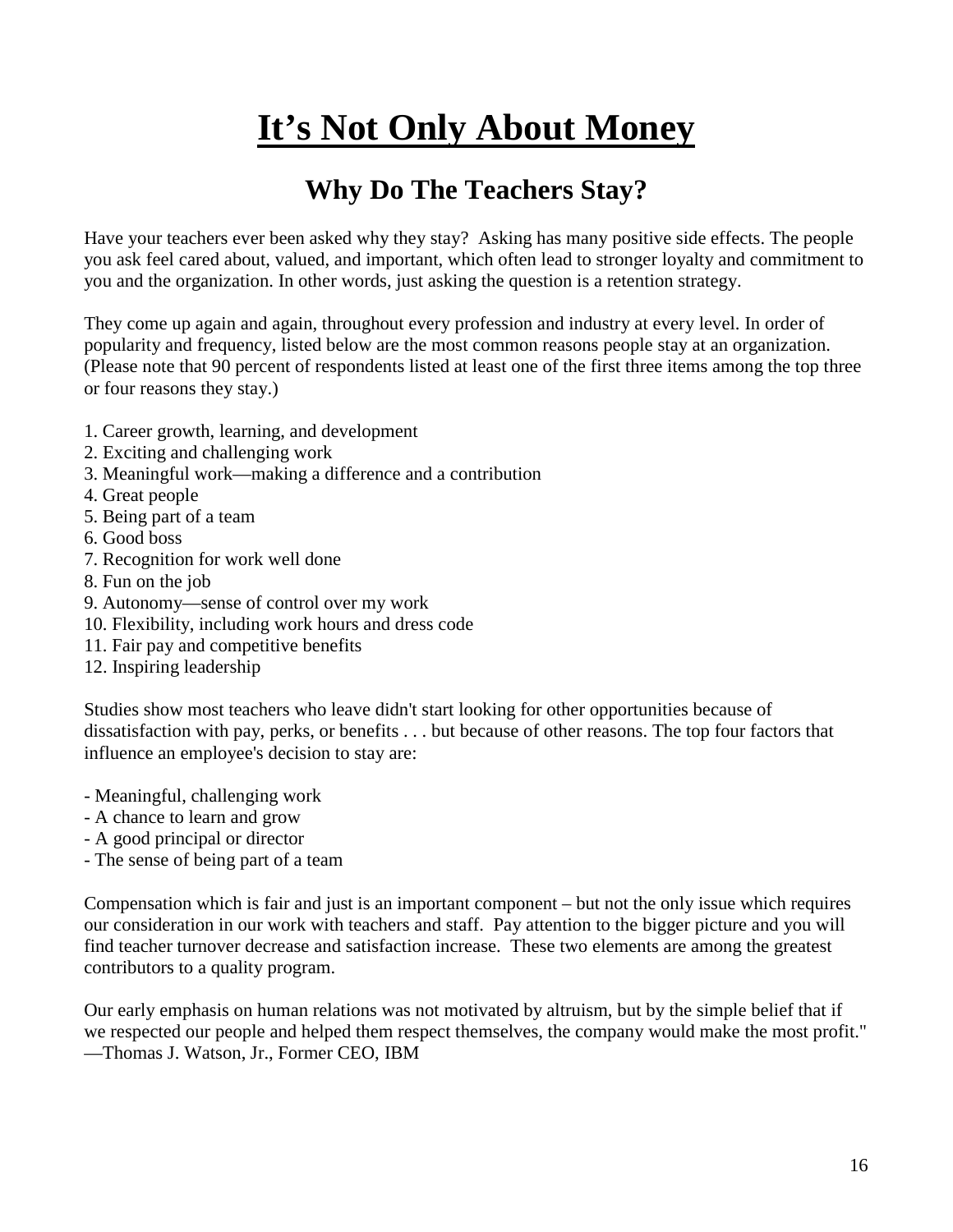# It's Not Only About Money

## Why Do The Teachers Stay?

Have your teachers ever been asked why they stay? Asking has many positive side effects. The people you ask feel cared about, valued, and important, which often lead to stronger loyalty and commitment to you and the organization. In other words, just asking the question is a retention strategy.

They come up again and again, throughout every profession and industry at every level. In order of popularity and frequency, listed below are the most common reasons people stay at an organization. (Please note that 90 percent of respondents listed at least one of the first three items among the top three or four reasons they stay.)

1. Career growth, learning, and development
2. Exciting and challenging work
3. Meaningful work—making a difference and a contribution
4. Great people
5. Being part of a team
6. Good boss
7. Recognition for work well done
8. Fun on the job
9. Autonomy—sense of control over my work
10. Flexibility, including work hours and dress code
11. Fair pay and competitive benefits
12. Inspiring leadership

Studies show most teachers who leave didn't start looking for other opportunities because of dissatisfaction with pay, perks, or benefits . . . but because of other reasons. The top four factors that influence an employee's decision to stay are:

- Meaningful, challenging work
- A chance to learn and grow
- A good principal or director
- The sense of being part of a team

Compensation which is fair and just is an important component – but not the only issue which requires our consideration in our work with teachers and staff. Pay attention to the bigger picture and you will find teacher turnover decrease and satisfaction increase. These two elements are among the greatest contributors to a quality program.

Our early emphasis on human relations was not motivated by altruism, but by the simple belief that if we respected our people and helped them respect themselves, the company would make the most profit."
—Thomas J. Watson, Jr., Former CEO, IBM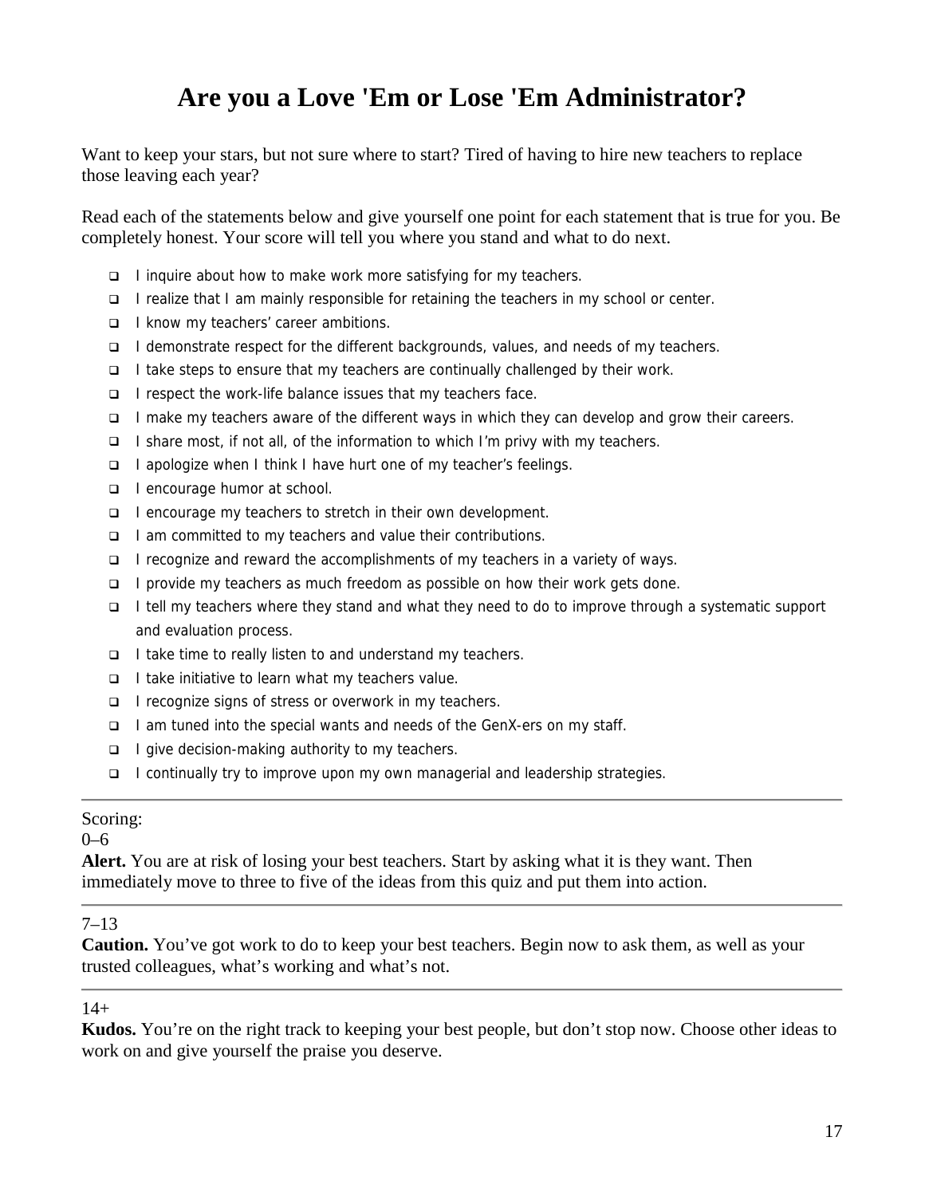# Are you a Love 'Em or Lose 'Em Administrator?

Want to keep your stars, but not sure where to start? Tired of having to hire new teachers to replace those leaving each year?

Read each of the statements below and give yourself one point for each statement that is true for you. Be completely honest. Your score will tell you where you stand and what to do next.

- I inquire about how to make work more satisfying for my teachers.
- I realize that I am mainly responsible for retaining the teachers in my school or center.
- I know my teachers' career ambitions.
- I demonstrate respect for the different backgrounds, values, and needs of my teachers.
- I take steps to ensure that my teachers are continually challenged by their work.
- I respect the work-life balance issues that my teachers face.
- I make my teachers aware of the different ways in which they can develop and grow their careers.
- I share most, if not all, of the information to which I'm privy with my teachers.
- I apologize when I think I have hurt one of my teacher's feelings.
- I encourage humor at school.
- I encourage my teachers to stretch in their own development.
- I am committed to my teachers and value their contributions.
- I recognize and reward the accomplishments of my teachers in a variety of ways.
- I provide my teachers as much freedom as possible on how their work gets done.
- I tell my teachers where they stand and what they need to do to improve through a systematic support and evaluation process.
- I take time to really listen to and understand my teachers.
- I take initiative to learn what my teachers value.
- I recognize signs of stress or overwork in my teachers.
- I am tuned into the special wants and needs of the GenX-ers on my staff.
- I give decision-making authority to my teachers.
- I continually try to improve upon my own managerial and leadership strategies.

---

Scoring:

0–6

**Alert.** You are at risk of losing your best teachers. Start by asking what it is they want. Then immediately move to three to five of the ideas from this quiz and put them into action.

---

7–13

**Caution.** You've got work to do to keep your best teachers. Begin now to ask them, as well as your trusted colleagues, what's working and what's not.

---

14+

**Kudos.** You're on the right track to keeping your best people, but don't stop now. Choose other ideas to work on and give yourself the praise you deserve.